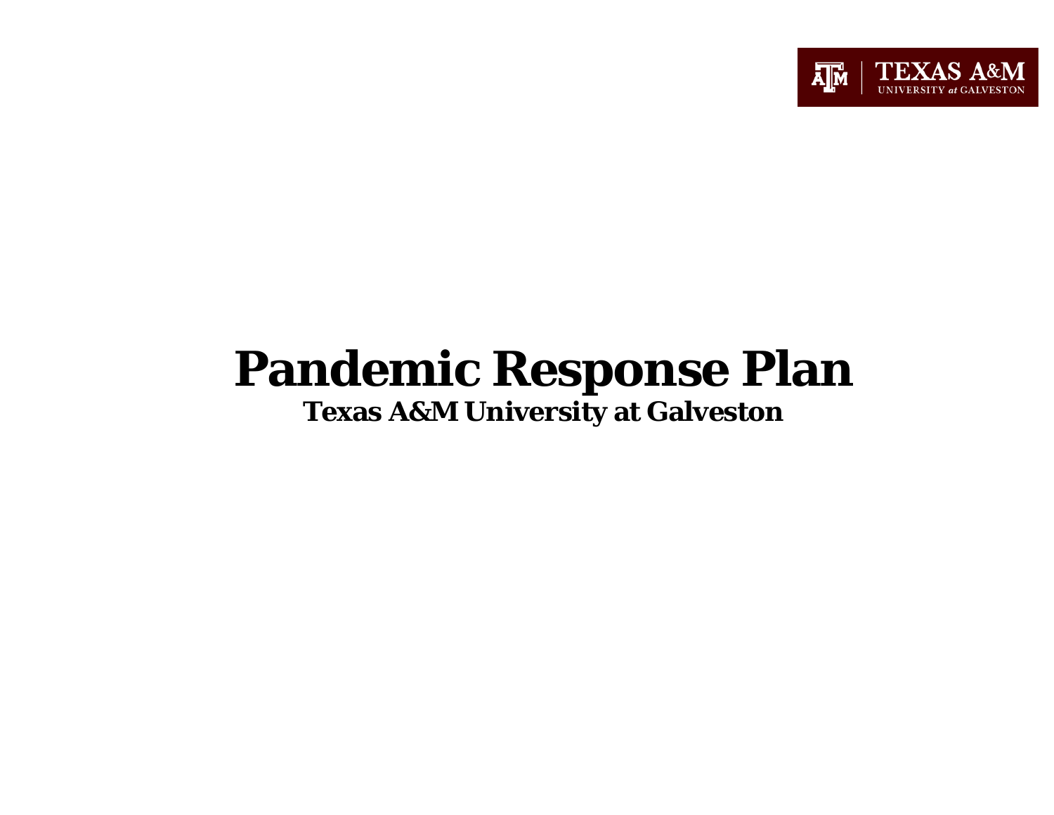# Pandemic Response Plan

**Texas A&M University at Galveston**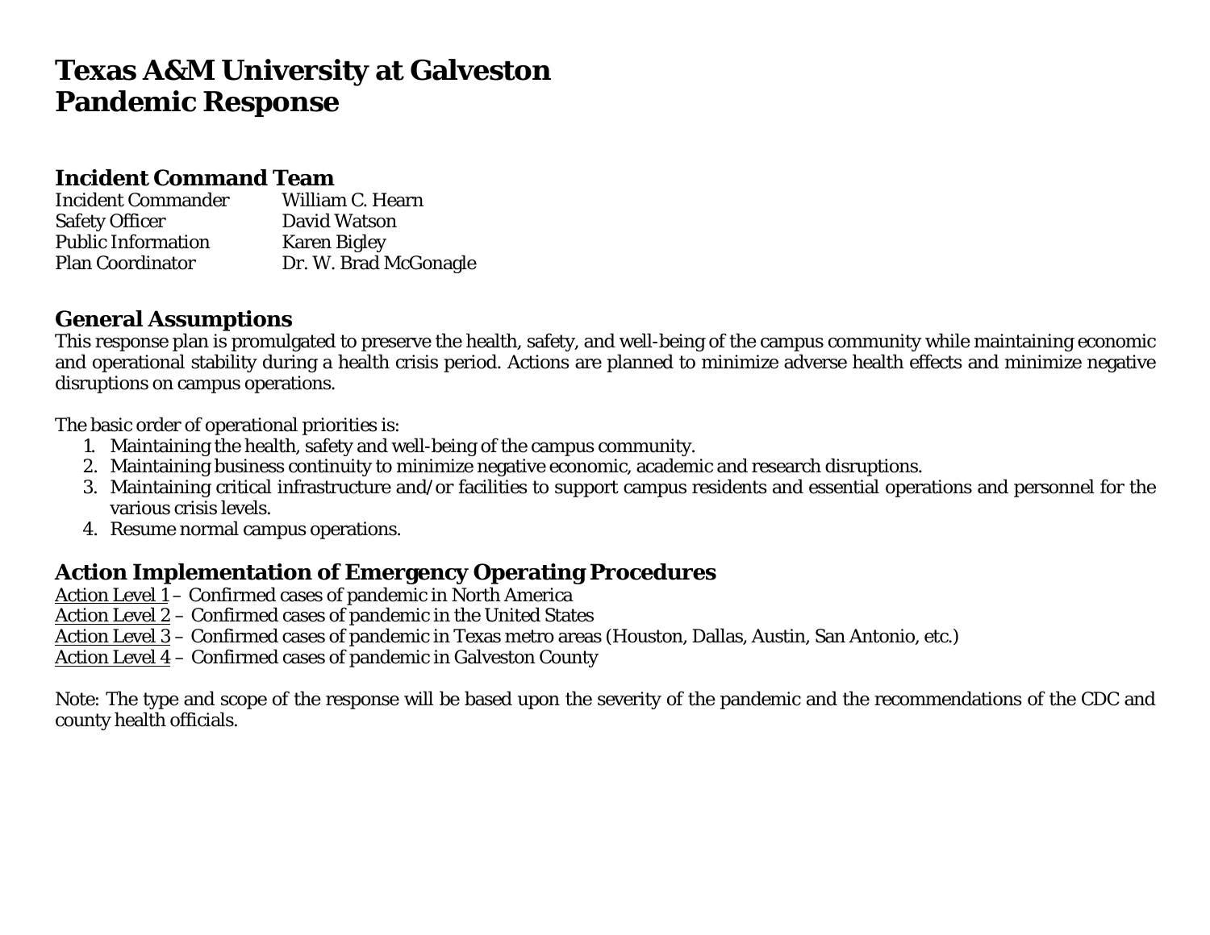# Texas A&M University at Galveston
# Pandemic Response

## Incident Command Team

| | |
|---|---|
| Incident Commander | William C. Hearn |
| Safety Officer | David Watson |
| Public Information | Karen Bigley |
| Plan Coordinator | Dr. W. Brad McGonagle |

## General Assumptions

This response plan is promulgated to preserve the health, safety, and well-being of the campus community while maintaining economic and operational stability during a health crisis period. Actions are planned to minimize adverse health effects and minimize negative disruptions on campus operations.

The basic order of operational priorities is:

1. Maintaining the health, safety and well-being of the campus community.
2. Maintaining business continuity to minimize negative economic, academic and research disruptions.
3. Maintaining critical infrastructure and/or facilities to support campus residents and essential operations and personnel for the various crisis levels.
4. Resume normal campus operations.

## Action Implementation of Emergency Operating Procedures

<u>Action Level 1</u> – Confirmed cases of pandemic in North America
<u>Action Level 2</u> – Confirmed cases of pandemic in the United States
<u>Action Level 3</u> – Confirmed cases of pandemic in Texas metro areas (Houston, Dallas, Austin, San Antonio, etc.)
<u>Action Level 4</u> – Confirmed cases of pandemic in Galveston County

Note: The type and scope of the response will be based upon the severity of the pandemic and the recommendations of the CDC and county health officials.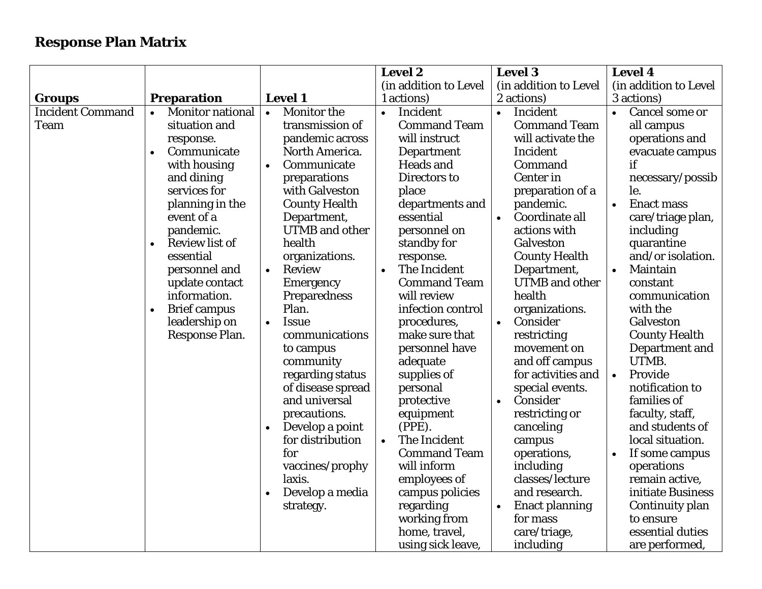## Response Plan Matrix

| Groups | Preparation | Level 1 | Level 2 (in addition to Level 1 actions) | Level 3 (in addition to Level 2 actions) | Level 4 (in addition to Level 3 actions) |
|---|---|---|---|---|---|
| Incident Command Team | • Monitor national situation and response.<br>• Communicate with housing and dining services for planning in the event of a pandemic.<br>• Review list of essential personnel and update contact information.<br>• Brief campus leadership on Response Plan. | • Monitor the transmission of pandemic across North America.<br>• Communicate preparations with Galveston County Health Department, UTMB and other health organizations.<br>• Review Emergency Preparedness Plan.<br>• Issue communications to campus community regarding status of disease spread and universal precautions.<br>• Develop a point for distribution for vaccines/prophylaxis.<br>• Develop a media strategy. | • Incident Command Team will instruct Department Heads and Directors to place departments and essential personnel on standby for response.<br>• The Incident Command Team will review infection control procedures, make sure that personnel have adequate supplies of personal protective equipment (PPE).<br>• The Incident Command Team will inform employees of campus policies regarding working from home, travel, using sick leave, | • Incident Command Team will activate the Incident Command Center in preparation of a pandemic.<br>• Coordinate all actions with Galveston County Health Department, UTMB and other health organizations.<br>• Consider restricting movement on and off campus for activities and special events.<br>• Consider restricting or canceling campus operations, including classes/lecture and research.<br>• Enact planning for mass care/triage, including | • Cancel some or all campus operations and evacuate campus if necessary/possible.<br>• Enact mass care/triage plan, including quarantine and/or isolation.<br>• Maintain constant communication with the Galveston County Health Department and UTMB.<br>• Provide notification to families of faculty, staff, and students of local situation.<br>• If some campus operations remain active, initiate Business Continuity plan to ensure essential duties are performed, |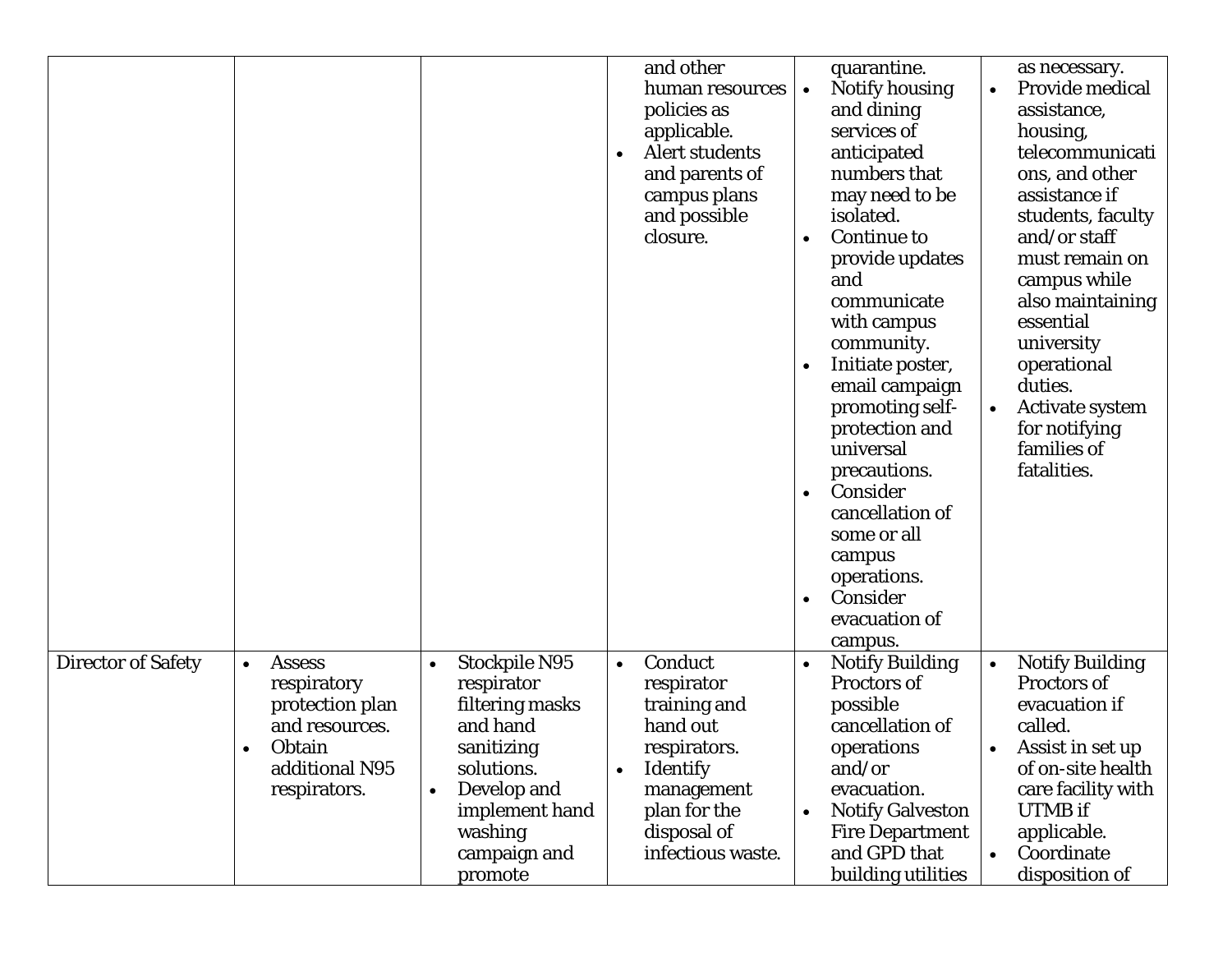| | | | | | |
|---|---|---|---|---|---|
| | | | and other human resources policies as applicable.<br>• Alert students and parents of campus plans and possible closure. | quarantine.<br>• Notify housing and dining services of anticipated numbers that may need to be isolated.<br>• Continue to provide updates and communicate with campus community.<br>• Initiate poster, email campaign promoting self-protection and universal precautions.<br>• Consider cancellation of some or all campus operations.<br>• Consider evacuation of campus. | as necessary.<br>• Provide medical assistance, housing, telecommunications, and other assistance if students, faculty and/or staff must remain on campus while also maintaining essential university operational duties.<br>• Activate system for notifying families of fatalities. |
| Director of Safety | • Assess respiratory protection plan and resources.<br>• Obtain additional N95 respirators. | • Stockpile N95 respirator filtering masks and hand sanitizing solutions.<br>• Develop and implement hand washing campaign and promote | • Conduct respirator training and hand out respirators.<br>• Identify management plan for the disposal of infectious waste. | • Notify Building Proctors of possible cancellation of operations and/or evacuation.<br>• Notify Galveston Fire Department and GPD that building utilities | • Notify Building Proctors of evacuation if called.<br>• Assist in set up of on-site health care facility with UTMB if applicable.<br>• Coordinate disposition of |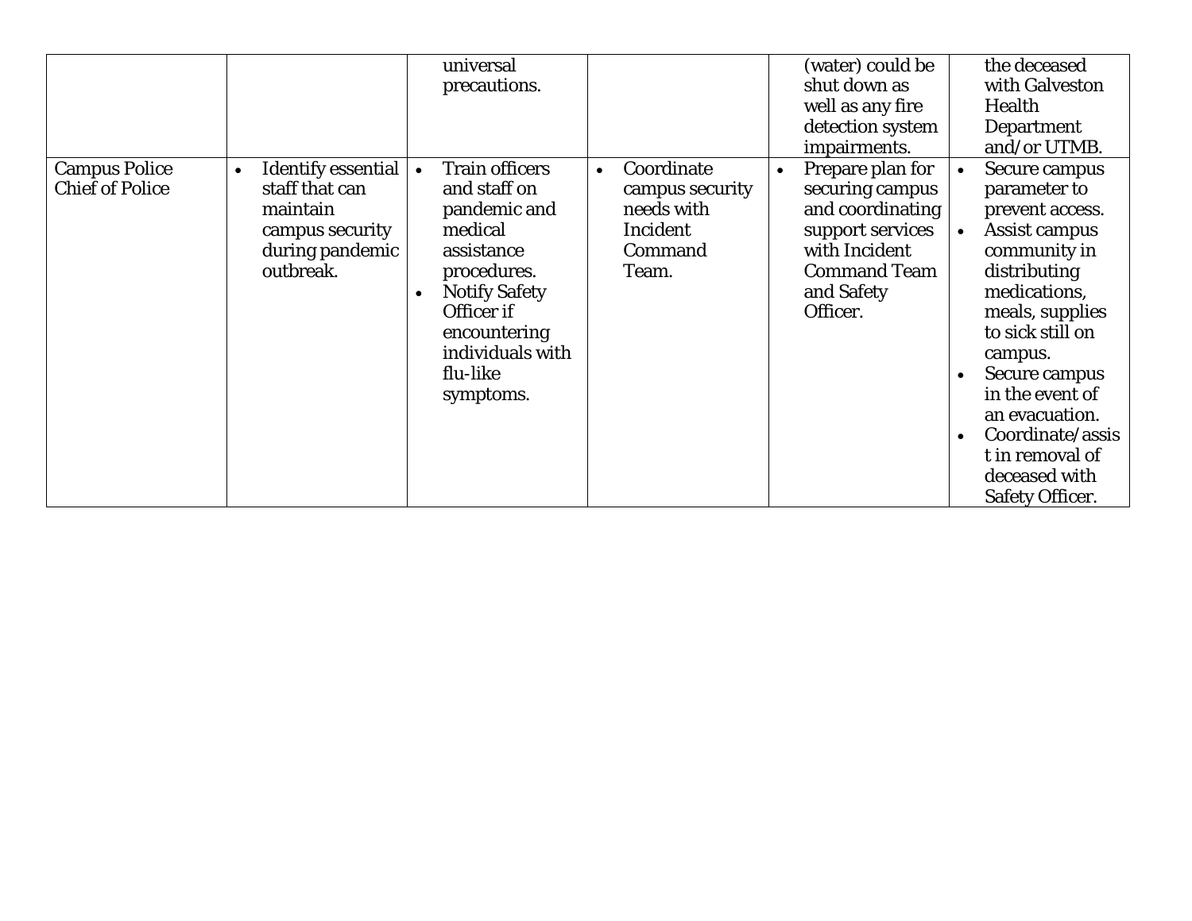| | | | | | |
|---|---|---|---|---|---|
| | | universal precautions. | | (water) could be shut down as well as any fire detection system impairments. | the deceased with Galveston Health Department and/or UTMB. |
| Campus Police Chief of Police | • Identify essential staff that can maintain campus security during pandemic outbreak. | • Train officers and staff on pandemic and medical assistance procedures.<br>• Notify Safety Officer if encountering individuals with flu-like symptoms. | • Coordinate campus security needs with Incident Command Team. | • Prepare plan for securing campus and coordinating support services with Incident Command Team and Safety Officer. | • Secure campus parameter to prevent access.<br>• Assist campus community in distributing medications, meals, supplies to sick still on campus.<br>• Secure campus in the event of an evacuation.<br>• Coordinate/assist in removal of deceased with Safety Officer. |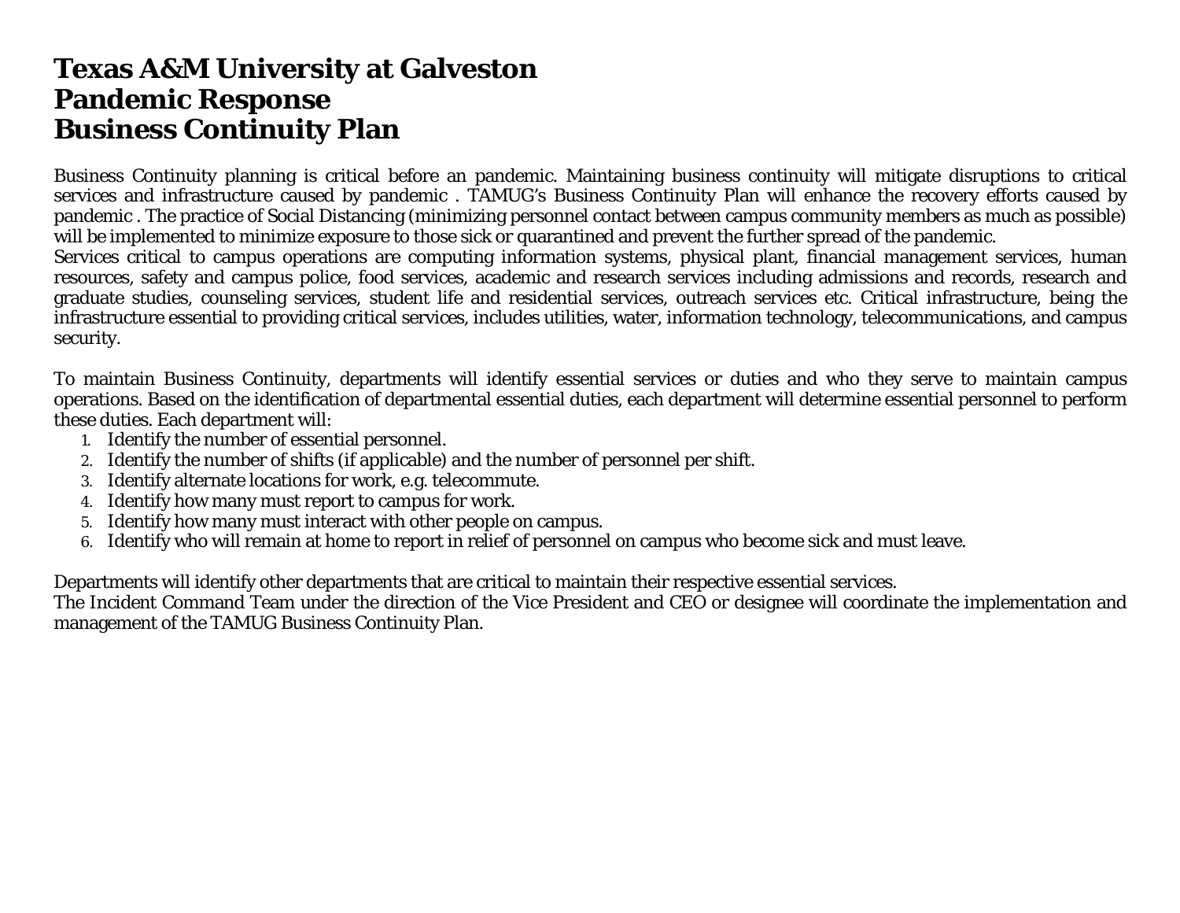# Texas A&M University at Galveston
# Pandemic Response
# Business Continuity Plan

Business Continuity planning is critical before an pandemic. Maintaining business continuity will mitigate disruptions to critical services and infrastructure caused by pandemic . TAMUG's Business Continuity Plan will enhance the recovery efforts caused by pandemic . The practice of Social Distancing (minimizing personnel contact between campus community members as much as possible) will be implemented to minimize exposure to those sick or quarantined and prevent the further spread of the pandemic.
Services critical to campus operations are computing information systems, physical plant, financial management services, human resources, safety and campus police, food services, academic and research services including admissions and records, research and graduate studies, counseling services, student life and residential services, outreach services etc. Critical infrastructure, being the infrastructure essential to providing critical services, includes utilities, water, information technology, telecommunications, and campus security.

To maintain Business Continuity, departments will identify essential services or duties and who they serve to maintain campus operations. Based on the identification of departmental essential duties, each department will determine essential personnel to perform these duties. Each department will:

1. Identify the number of essential personnel.
2. Identify the number of shifts (if applicable) and the number of personnel per shift.
3. Identify alternate locations for work, e.g. telecommute.
4. Identify how many must report to campus for work.
5. Identify how many must interact with other people on campus.
6. Identify who will remain at home to report in relief of personnel on campus who become sick and must leave.

Departments will identify other departments that are critical to maintain their respective essential services.
The Incident Command Team under the direction of the Vice President and CEO or designee will coordinate the implementation and management of the TAMUG Business Continuity Plan.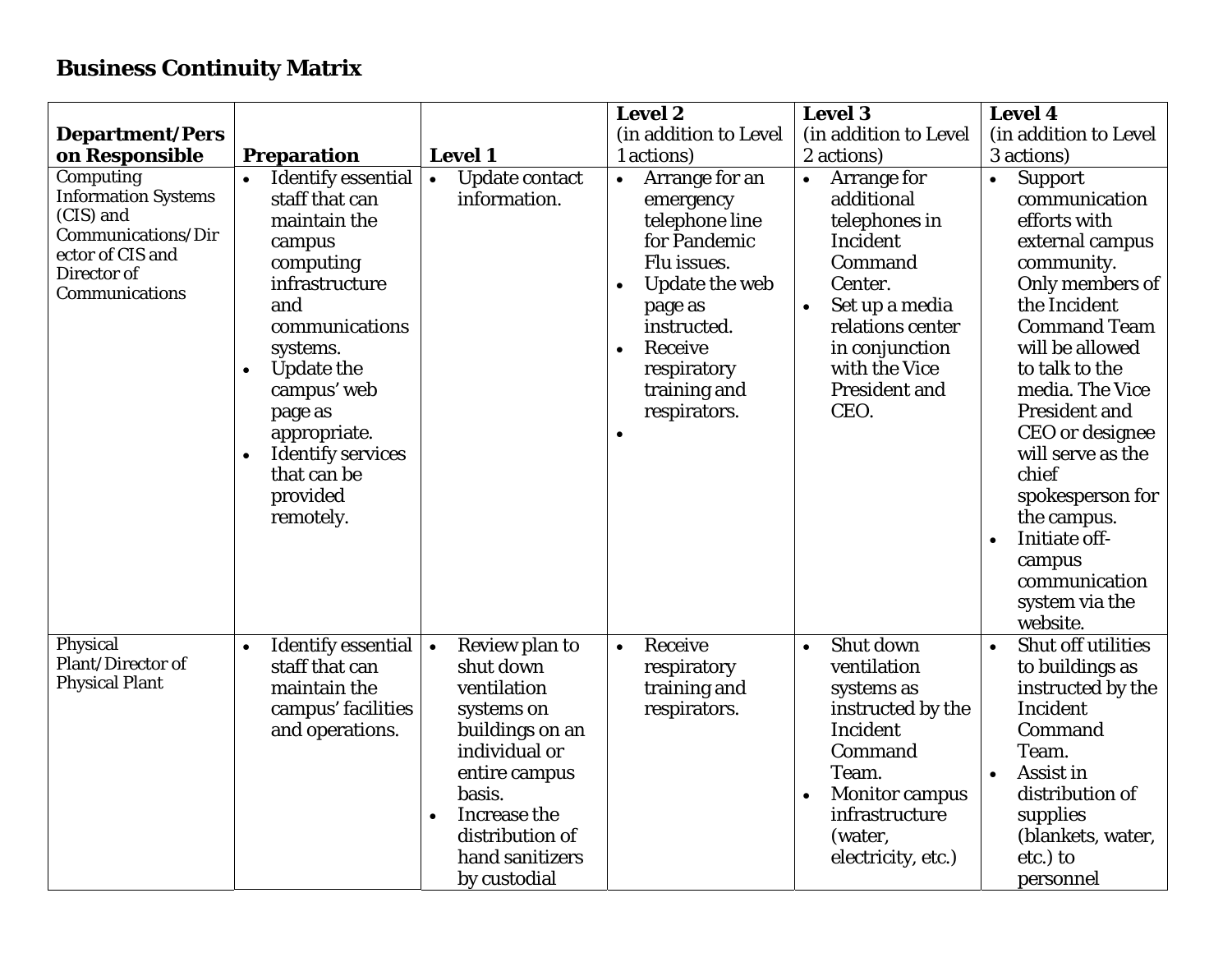## Business Continuity Matrix

| Department/Person Responsible | Preparation | Level 1 | Level 2 (in addition to Level 1 actions) | Level 3 (in addition to Level 2 actions) | Level 4 (in addition to Level 3 actions) |
|---|---|---|---|---|---|
| Computing Information Systems (CIS) and Communications/Director of CIS and Director of Communications | • Identify essential staff that can maintain the campus computing infrastructure and communications systems.<br>• Update the campus' web page as appropriate.<br>• Identify services that can be provided remotely. | • Update contact information. | • Arrange for an emergency telephone line for Pandemic Flu issues.<br>• Update the web page as instructed.<br>• Receive respiratory training and respirators.<br>• | • Arrange for additional telephones in Incident Command Center.<br>• Set up a media relations center in conjunction with the Vice President and CEO. | • Support communication efforts with external campus community. Only members of the Incident Command Team will be allowed to talk to the media. The Vice President and CEO or designee will serve as the chief spokesperson for the campus.<br>• Initiate off-campus communication system via the website. |
| Physical Plant/Director of Physical Plant | • Identify essential staff that can maintain the campus' facilities and operations. | • Review plan to shut down ventilation systems on buildings on an individual or entire campus basis.<br>• Increase the distribution of hand sanitizers by custodial | • Receive respiratory training and respirators. | • Shut down ventilation systems as instructed by the Incident Command Team.<br>• Monitor campus infrastructure (water, electricity, etc.) | • Shut off utilities to buildings as instructed by the Incident Command Team.<br>• Assist in distribution of supplies (blankets, water, etc.) to personnel |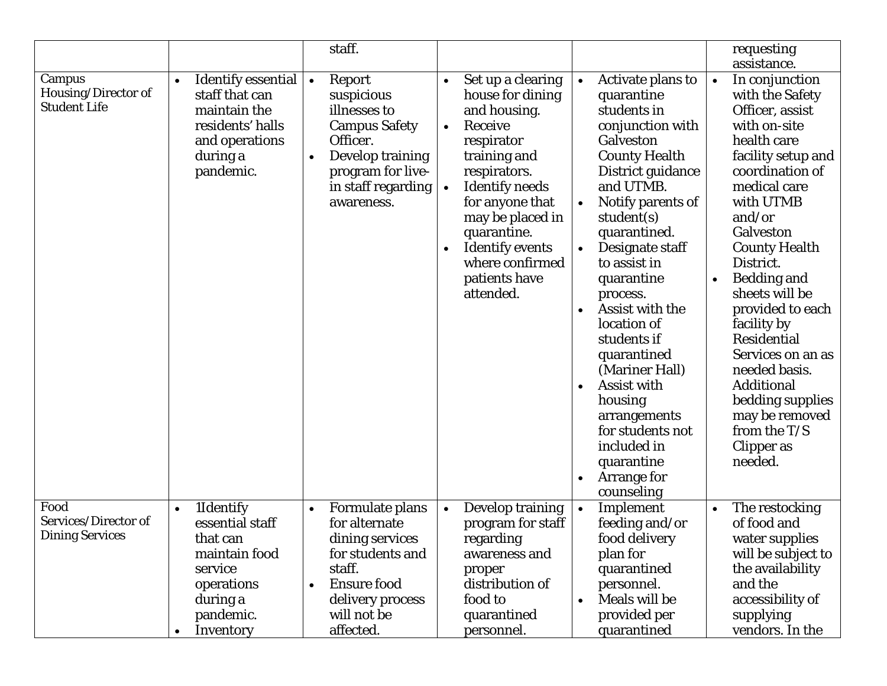| | | | | | |
|---|---|---|---|---|---|
| | | staff. | | | requesting assistance. |
| Campus Housing/Director of Student Life | • Identify essential staff that can maintain the residents' halls and operations during a pandemic. | • Report suspicious illnesses to Campus Safety Officer.<br>• Develop training program for live-in staff regarding awareness. | • Set up a clearing house for dining and housing.<br>• Receive respirator training and respirators.<br>• Identify needs for anyone that may be placed in quarantine.<br>• Identify events where confirmed patients have attended. | • Activate plans to quarantine students in conjunction with Galveston County Health District guidance and UTMB.<br>• Notify parents of student(s) quarantined.<br>• Designate staff to assist in quarantine process.<br>• Assist with the location of students if quarantined (Mariner Hall)<br>• Assist with housing arrangements for students not included in quarantine<br>• Arrange for counseling | • In conjunction with the Safety Officer, assist with on-site health care facility setup and coordination of medical care with UTMB and/or Galveston County Health District.<br>• Bedding and sheets will be provided to each facility by Residential Services on an as needed basis. Additional bedding supplies may be removed from the T/S Clipper as needed. |
| Food Services/Director of Dining Services | • 1Identify essential staff that can maintain food service operations during a pandemic.<br>• Inventory | • Formulate plans for alternate dining services for students and staff.<br>• Ensure food delivery process will not be affected. | • Develop training program for staff regarding awareness and proper distribution of food to quarantined personnel. | • Implement feeding and/or food delivery plan for quarantined personnel.<br>• Meals will be provided per quarantined | • The restocking of food and water supplies will be subject to the availability and the accessibility of supplying vendors. In the |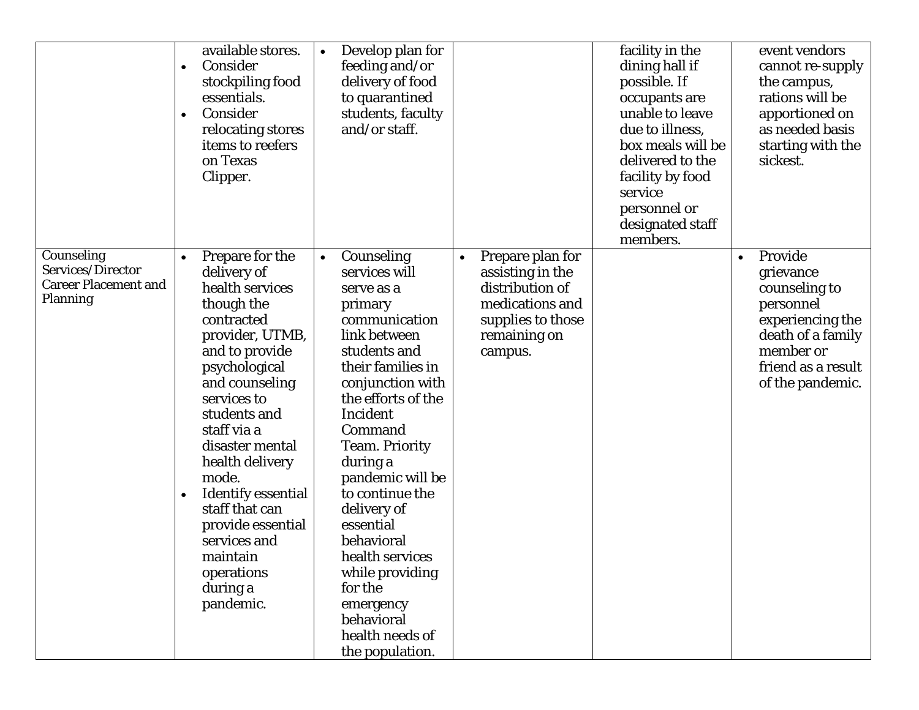| | | | | | |
|---|---|---|---|---|---|
| | available stores.<br>• Consider stockpiling food essentials.<br>• Consider relocating stores items to reefers on Texas Clipper. | • Develop plan for feeding and/or delivery of food to quarantined students, faculty and/or staff. | | facility in the dining hall if possible. If occupants are unable to leave due to illness, box meals will be delivered to the facility by food service personnel or designated staff members. | event vendors cannot re-supply the campus, rations will be apportioned on as needed basis starting with the sickest. |
| Counseling Services/Director Career Placement and Planning | • Prepare for the delivery of health services though the contracted provider, UTMB, and to provide psychological and counseling services to students and staff via a disaster mental health delivery mode.<br>• Identify essential staff that can provide essential services and maintain operations during a pandemic. | • Counseling services will serve as a primary communication link between students and their families in conjunction with the efforts of the Incident Command Team. Priority during a pandemic will be to continue the delivery of essential behavioral health services while providing for the emergency behavioral health needs of the population. | • Prepare plan for assisting in the distribution of medications and supplies to those remaining on campus. | | • Provide grievance counseling to personnel experiencing the death of a family member or friend as a result of the pandemic. |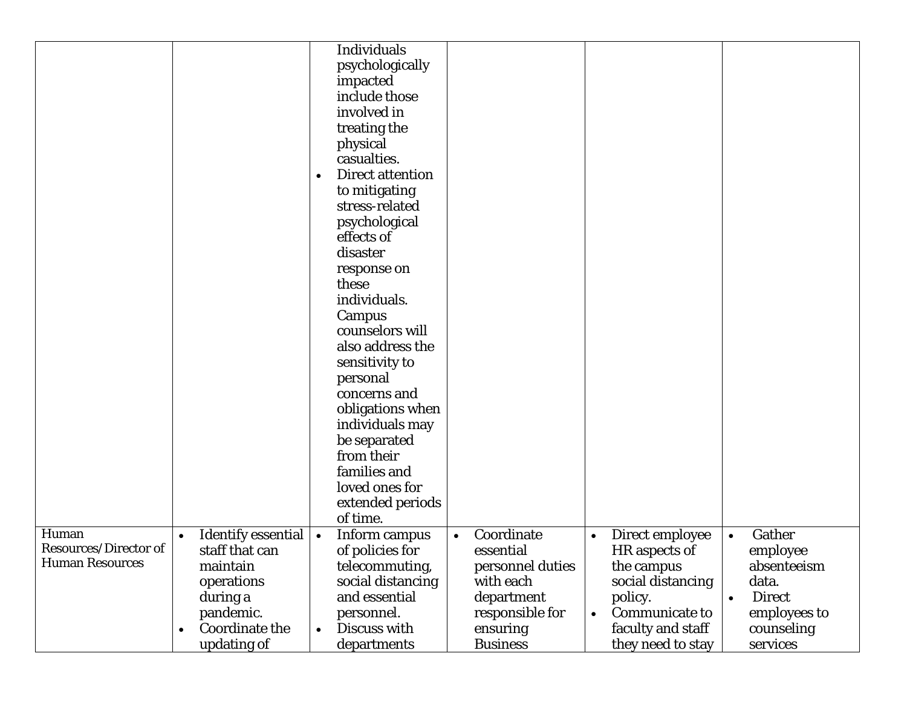| | | | | | |
|---|---|---|---|---|---|
| | | Individuals psychologically impacted include those involved in treating the physical casualties.<br>• Direct attention to mitigating stress-related psychological effects of disaster response on these individuals. Campus counselors will also address the sensitivity to personal concerns and obligations when individuals may be separated from their families and loved ones for extended periods of time. | | | |
| Human Resources/Director of Human Resources | • Identify essential staff that can maintain operations during a pandemic.<br>• Coordinate the updating of | • Inform campus of policies for telecommuting, social distancing and essential personnel.<br>• Discuss with departments | • Coordinate essential personnel duties with each department responsible for ensuring Business | • Direct employee HR aspects of the campus social distancing policy.<br>• Communicate to faculty and staff they need to stay | • Gather employee absenteeism data.<br>• Direct employees to counseling services |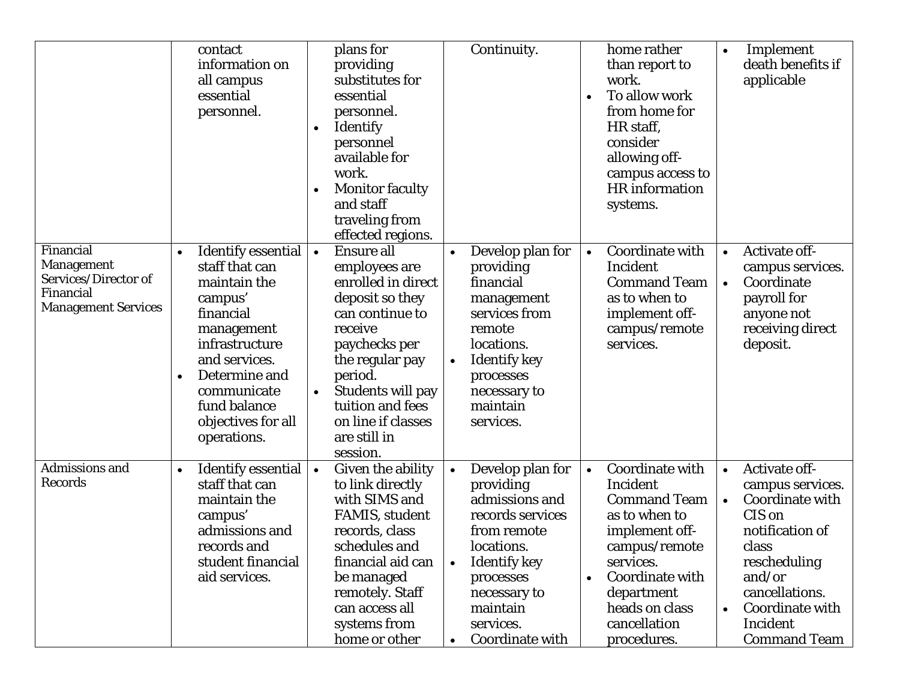| | | | | | |
|---|---|---|---|---|---|
| | contact information on all campus essential personnel. | plans for providing substitutes for essential personnel.<br>• Identify personnel available for work.<br>• Monitor faculty and staff traveling from effected regions. | Continuity. | home rather than report to work.<br>• To allow work from home for HR staff, consider allowing off-campus access to HR information systems. | • Implement death benefits if applicable |
| Financial Management Services/Director of Financial Management Services | • Identify essential staff that can maintain the campus' financial management infrastructure and services.<br>• Determine and communicate fund balance objectives for all operations. | • Ensure all employees are enrolled in direct deposit so they can continue to receive paychecks per the regular pay period.<br>• Students will pay tuition and fees on line if classes are still in session. | • Develop plan for providing financial management services from remote locations.<br>• Identify key processes necessary to maintain services. | • Coordinate with Incident Command Team as to when to implement off-campus/remote services. | • Activate off-campus services.<br>• Coordinate payroll for anyone not receiving direct deposit. |
| Admissions and Records | • Identify essential staff that can maintain the campus' admissions and records and student financial aid services. | • Given the ability to link directly with SIMS and FAMIS, student records, class schedules and financial aid can be managed remotely. Staff can access all systems from home or other | • Develop plan for providing admissions and records services from remote locations.<br>• Identify key processes necessary to maintain services.<br>• Coordinate with | • Coordinate with Incident Command Team as to when to implement off-campus/remote services.<br>• Coordinate with department heads on class cancellation procedures. | • Activate off-campus services.<br>• Coordinate with CIS on notification of class rescheduling and/or cancellations.<br>• Coordinate with Incident Command Team |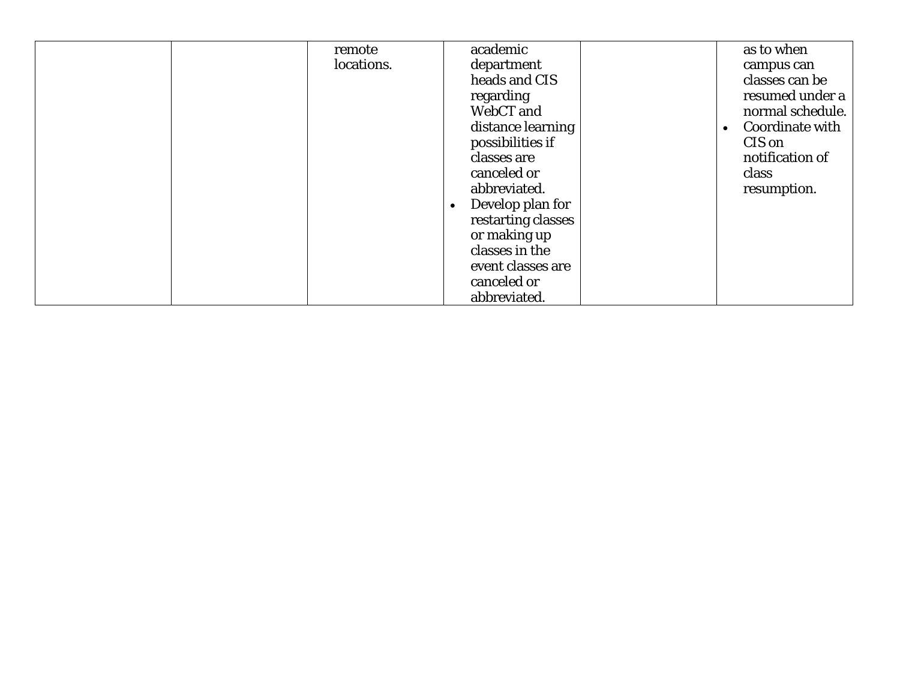| | | | | | |
|---|---|---|---|---|---|
| | | remote locations. | academic department heads and CIS regarding WebCT and distance learning possibilities if classes are canceled or abbreviated.<br>• Develop plan for restarting classes or making up classes in the event classes are canceled or abbreviated. | | as to when campus can classes can be resumed under a normal schedule.<br>• Coordinate with CIS on notification of class resumption. |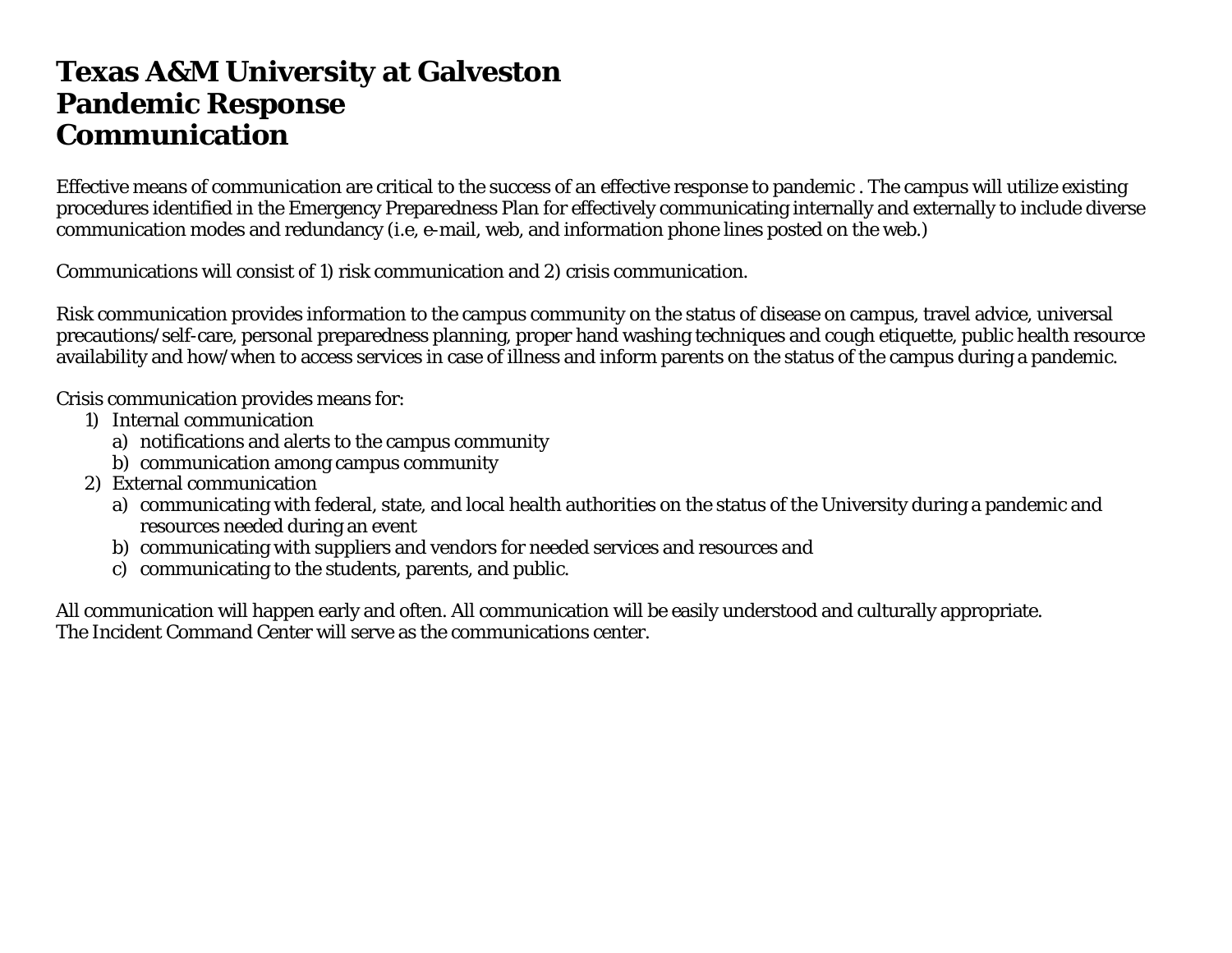# Texas A&M University at Galveston
# Pandemic Response
# Communication

Effective means of communication are critical to the success of an effective response to pandemic . The campus will utilize existing procedures identified in the Emergency Preparedness Plan for effectively communicating internally and externally to include diverse communication modes and redundancy (i.e, e-mail, web, and information phone lines posted on the web.)

Communications will consist of 1) risk communication and 2) crisis communication.

Risk communication provides information to the campus community on the status of disease on campus, travel advice, universal precautions/self-care, personal preparedness planning, proper hand washing techniques and cough etiquette, public health resource availability and how/when to access services in case of illness and inform parents on the status of the campus during a pandemic.

Crisis communication provides means for:

1) Internal communication
   a) notifications and alerts to the campus community
   b) communication among campus community
2) External communication
   a) communicating with federal, state, and local health authorities on the status of the University during a pandemic and resources needed during an event
   b) communicating with suppliers and vendors for needed services and resources and
   c) communicating to the students, parents, and public.

All communication will happen early and often. All communication will be easily understood and culturally appropriate.
The Incident Command Center will serve as the communications center.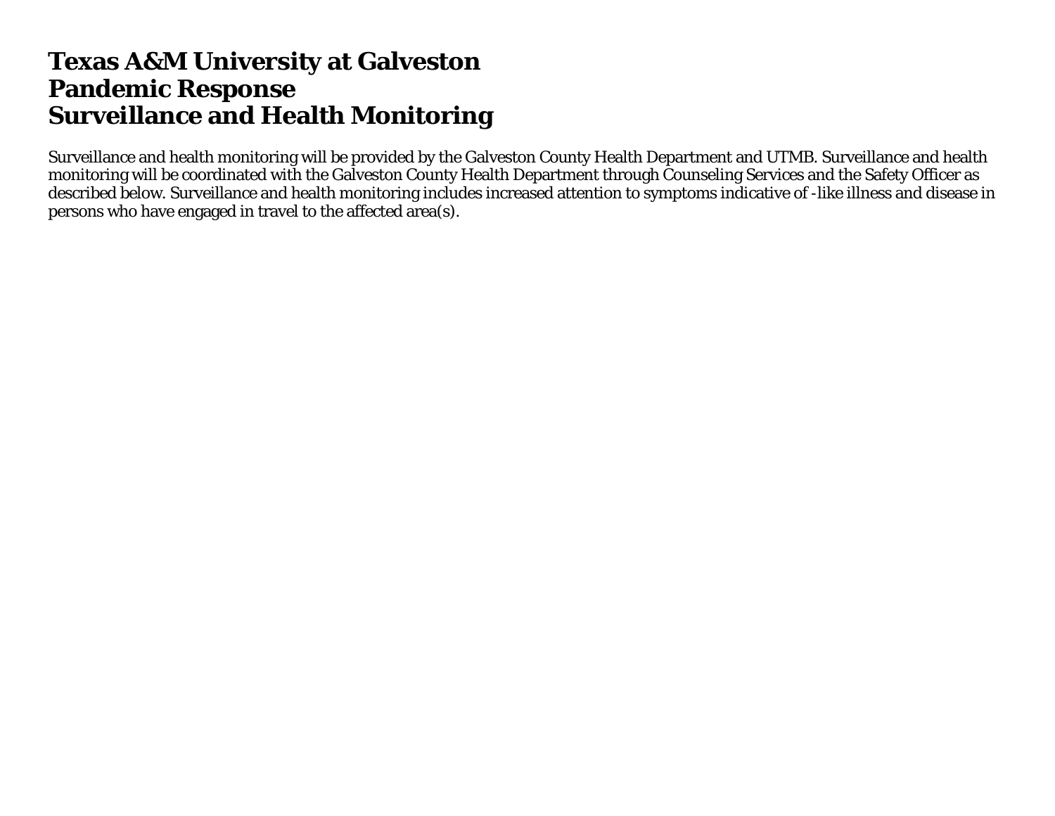# Texas A&M University at Galveston
# Pandemic Response
# Surveillance and Health Monitoring

Surveillance and health monitoring will be provided by the Galveston County Health Department and UTMB. Surveillance and health monitoring will be coordinated with the Galveston County Health Department through Counseling Services and the Safety Officer as described below. Surveillance and health monitoring includes increased attention to symptoms indicative of -like illness and disease in persons who have engaged in travel to the affected area(s).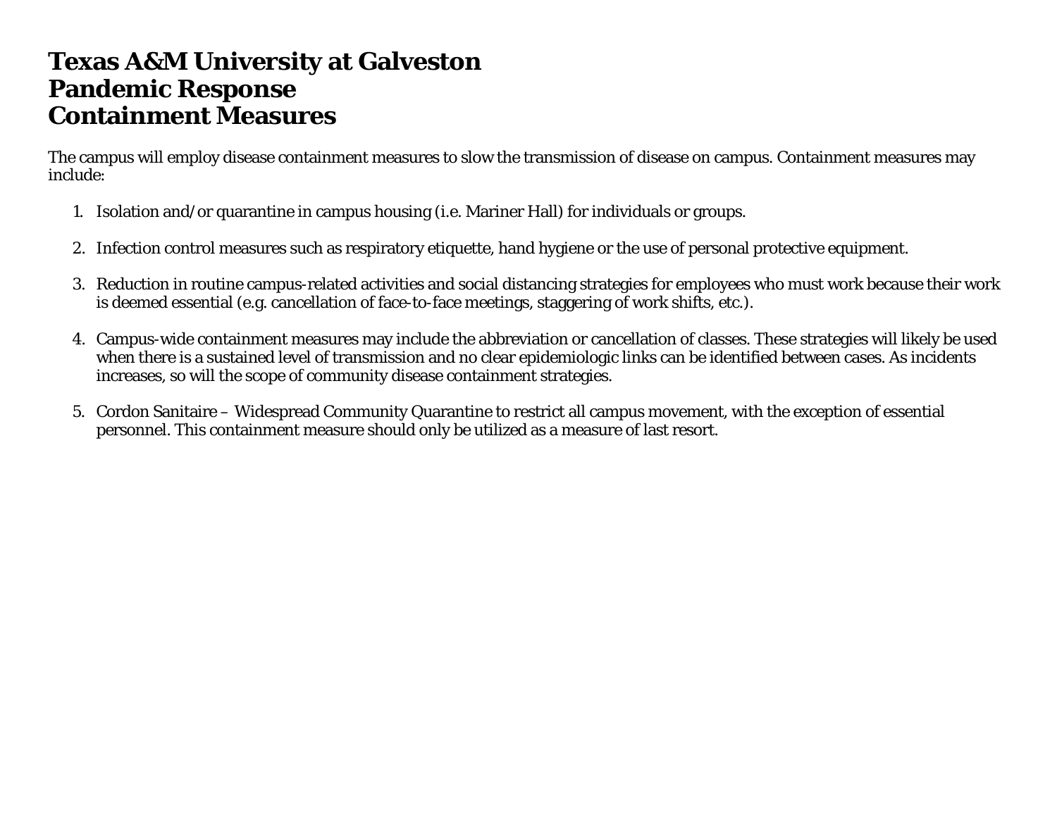# Texas A&M University at Galveston
# Pandemic Response
# Containment Measures

The campus will employ disease containment measures to slow the transmission of disease on campus. Containment measures may include:

1. Isolation and/or quarantine in campus housing (i.e. Mariner Hall) for individuals or groups.

2. Infection control measures such as respiratory etiquette, hand hygiene or the use of personal protective equipment.

3. Reduction in routine campus-related activities and social distancing strategies for employees who must work because their work is deemed essential (e.g. cancellation of face-to-face meetings, staggering of work shifts, etc.).

4. Campus-wide containment measures may include the abbreviation or cancellation of classes. These strategies will likely be used when there is a sustained level of transmission and no clear epidemiologic links can be identified between cases. As incidents increases, so will the scope of community disease containment strategies.

5. Cordon Sanitaire – Widespread Community Quarantine to restrict all campus movement, with the exception of essential personnel. This containment measure should only be utilized as a measure of last resort.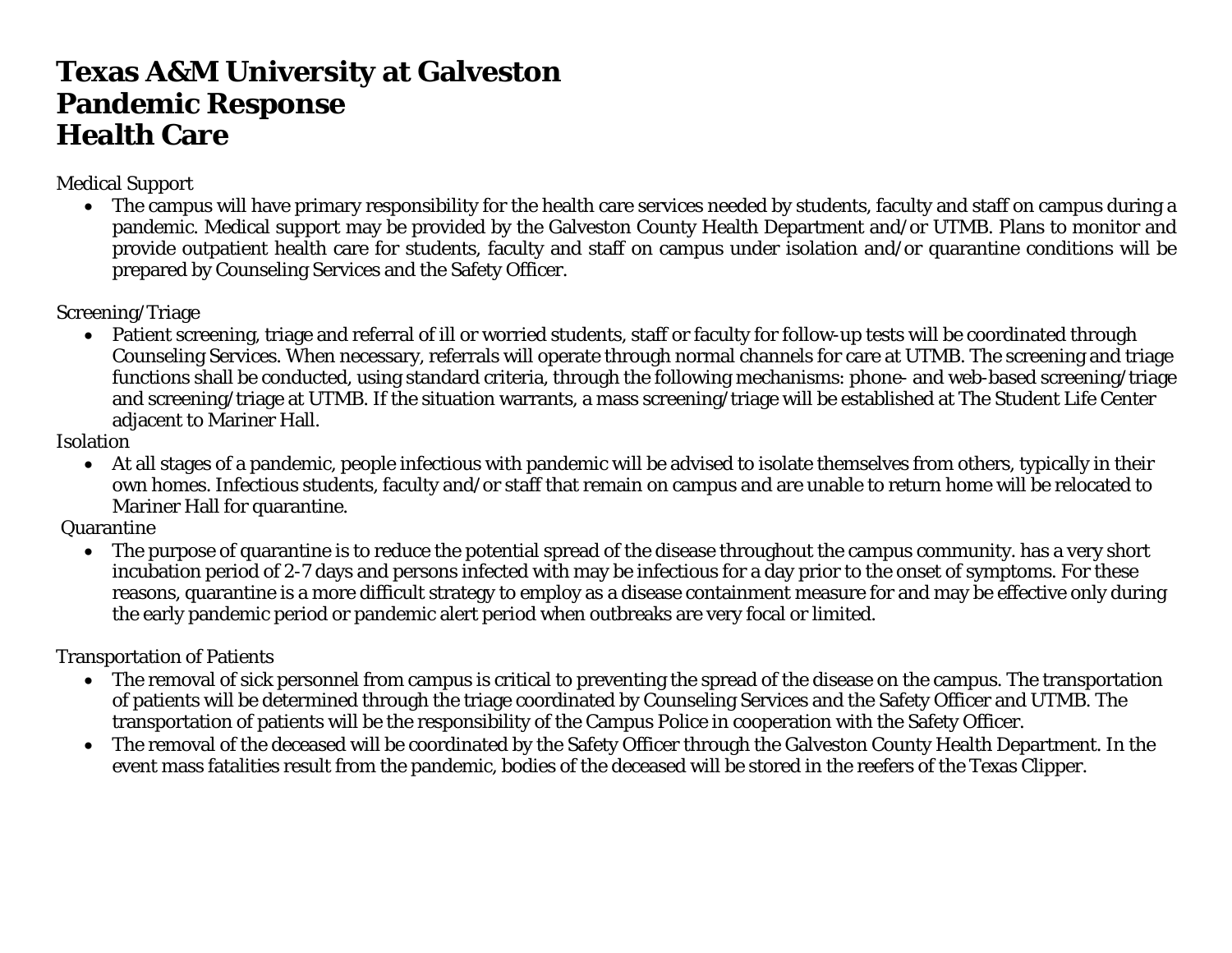# Texas A&M University at Galveston
# Pandemic Response
# Health Care

Medical Support

- The campus will have primary responsibility for the health care services needed by students, faculty and staff on campus during a pandemic. Medical support may be provided by the Galveston County Health Department and/or UTMB. Plans to monitor and provide outpatient health care for students, faculty and staff on campus under isolation and/or quarantine conditions will be prepared by Counseling Services and the Safety Officer.

Screening/Triage

- Patient screening, triage and referral of ill or worried students, staff or faculty for follow-up tests will be coordinated through Counseling Services. When necessary, referrals will operate through normal channels for care at UTMB. The screening and triage functions shall be conducted, using standard criteria, through the following mechanisms: phone- and web-based screening/triage and screening/triage at UTMB. If the situation warrants, a mass screening/triage will be established at The Student Life Center adjacent to Mariner Hall.

Isolation

- At all stages of a pandemic, people infectious with pandemic will be advised to isolate themselves from others, typically in their own homes. Infectious students, faculty and/or staff that remain on campus and are unable to return home will be relocated to Mariner Hall for quarantine.

Quarantine

- The purpose of quarantine is to reduce the potential spread of the disease throughout the campus community. has a very short incubation period of 2-7 days and persons infected with may be infectious for a day prior to the onset of symptoms. For these reasons, quarantine is a more difficult strategy to employ as a disease containment measure for and may be effective only during the early pandemic period or pandemic alert period when outbreaks are very focal or limited.

Transportation of Patients

- The removal of sick personnel from campus is critical to preventing the spread of the disease on the campus. The transportation of patients will be determined through the triage coordinated by Counseling Services and the Safety Officer and UTMB. The transportation of patients will be the responsibility of the Campus Police in cooperation with the Safety Officer.
- The removal of the deceased will be coordinated by the Safety Officer through the Galveston County Health Department. In the event mass fatalities result from the pandemic, bodies of the deceased will be stored in the reefers of the Texas Clipper.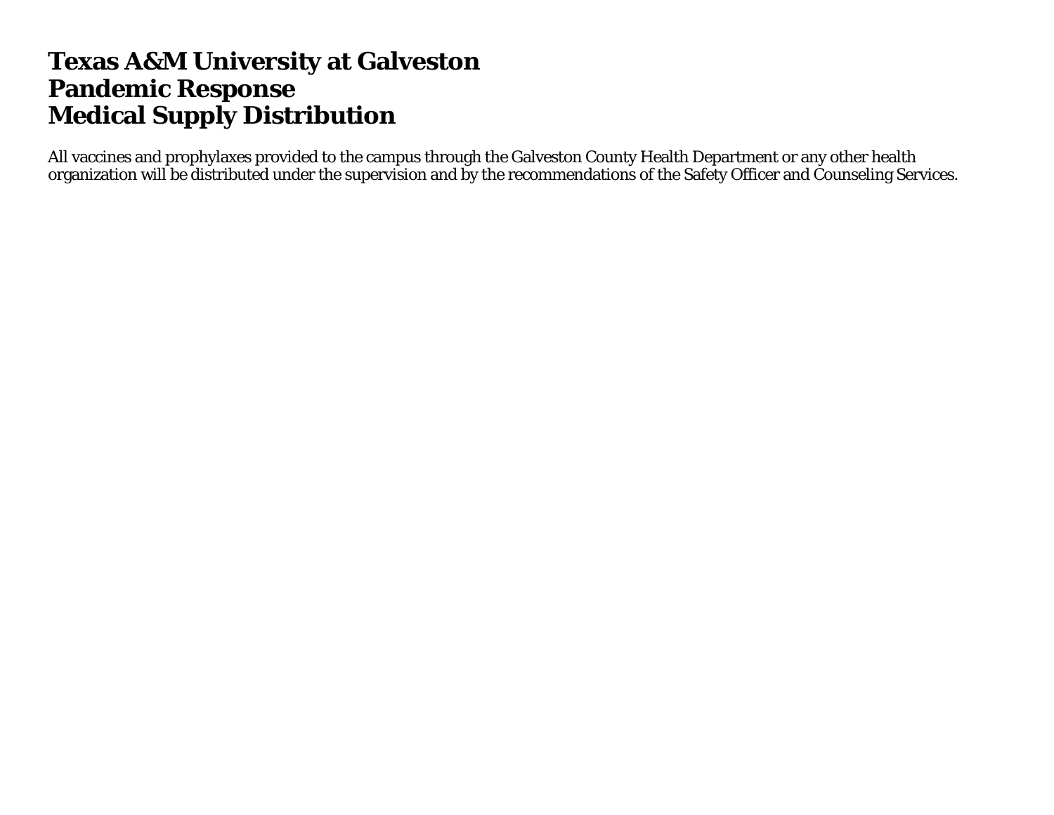# Texas A&M University at Galveston
# Pandemic Response
# Medical Supply Distribution

All vaccines and prophylaxes provided to the campus through the Galveston County Health Department or any other health organization will be distributed under the supervision and by the recommendations of the Safety Officer and Counseling Services.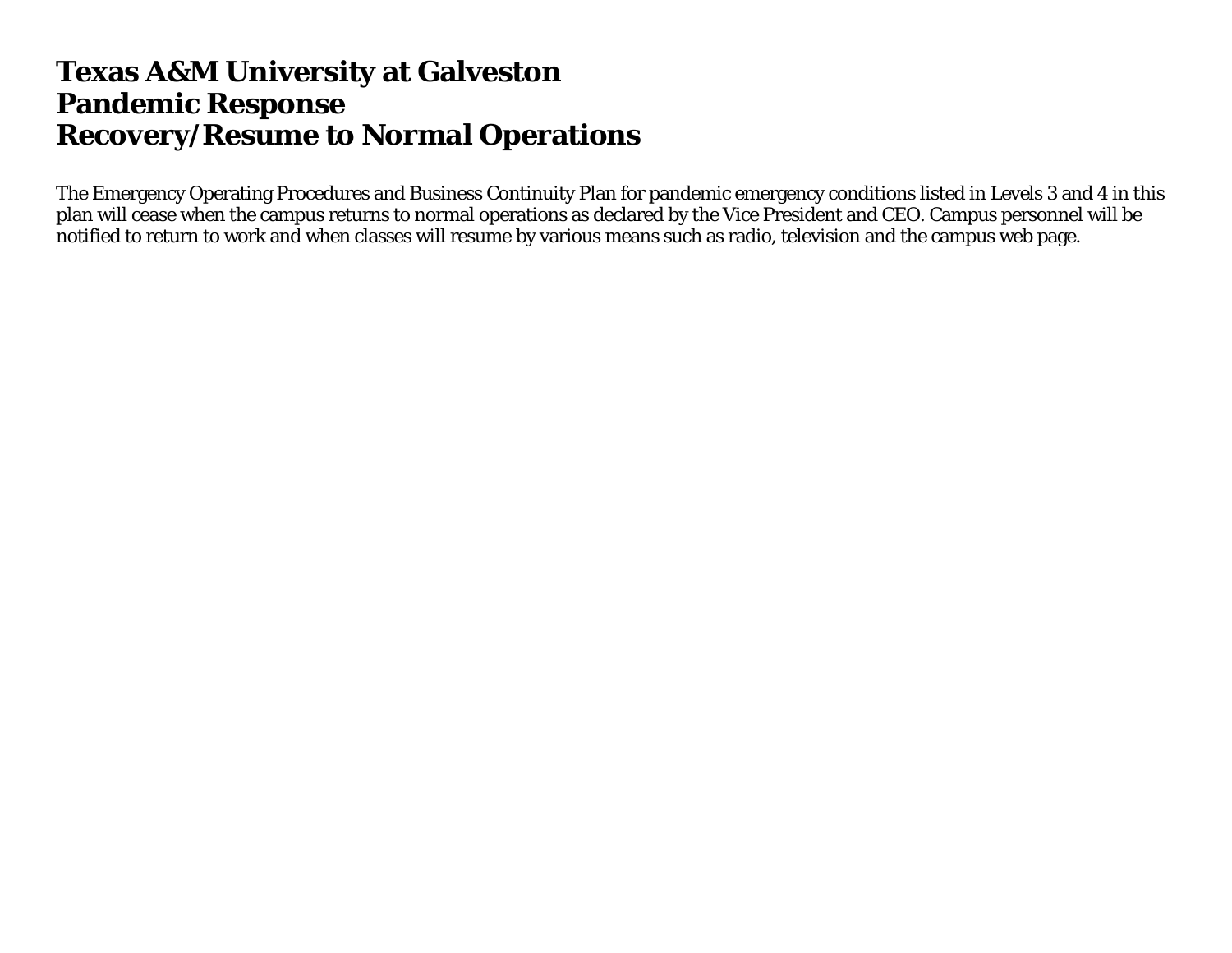# Texas A&M University at Galveston
# Pandemic Response
# Recovery/Resume to Normal Operations

The Emergency Operating Procedures and Business Continuity Plan for pandemic emergency conditions listed in Levels 3 and 4 in this plan will cease when the campus returns to normal operations as declared by the Vice President and CEO. Campus personnel will be notified to return to work and when classes will resume by various means such as radio, television and the campus web page.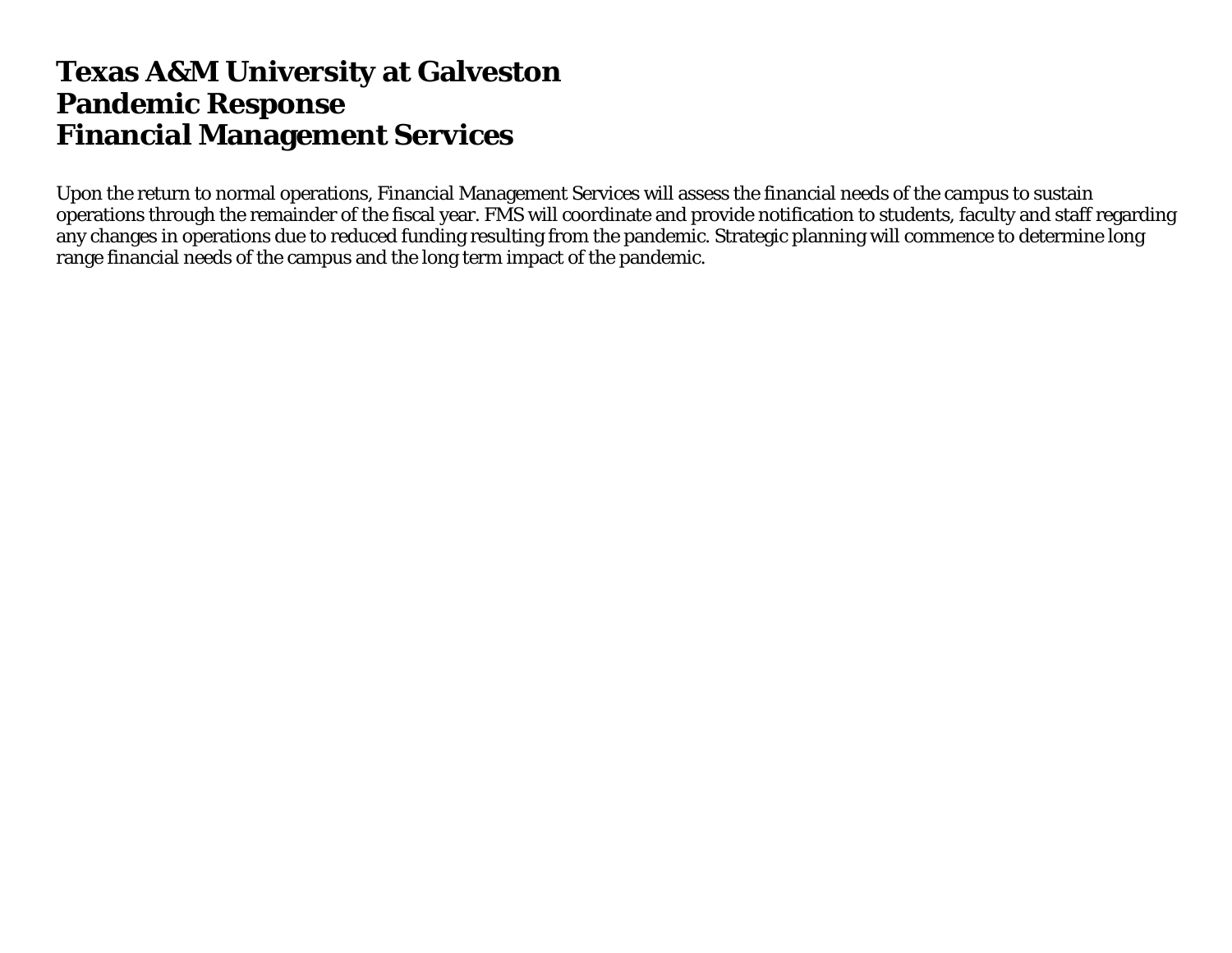# Texas A&M University at Galveston
# Pandemic Response
# Financial Management Services

Upon the return to normal operations, Financial Management Services will assess the financial needs of the campus to sustain operations through the remainder of the fiscal year. FMS will coordinate and provide notification to students, faculty and staff regarding any changes in operations due to reduced funding resulting from the pandemic. Strategic planning will commence to determine long range financial needs of the campus and the long term impact of the pandemic.